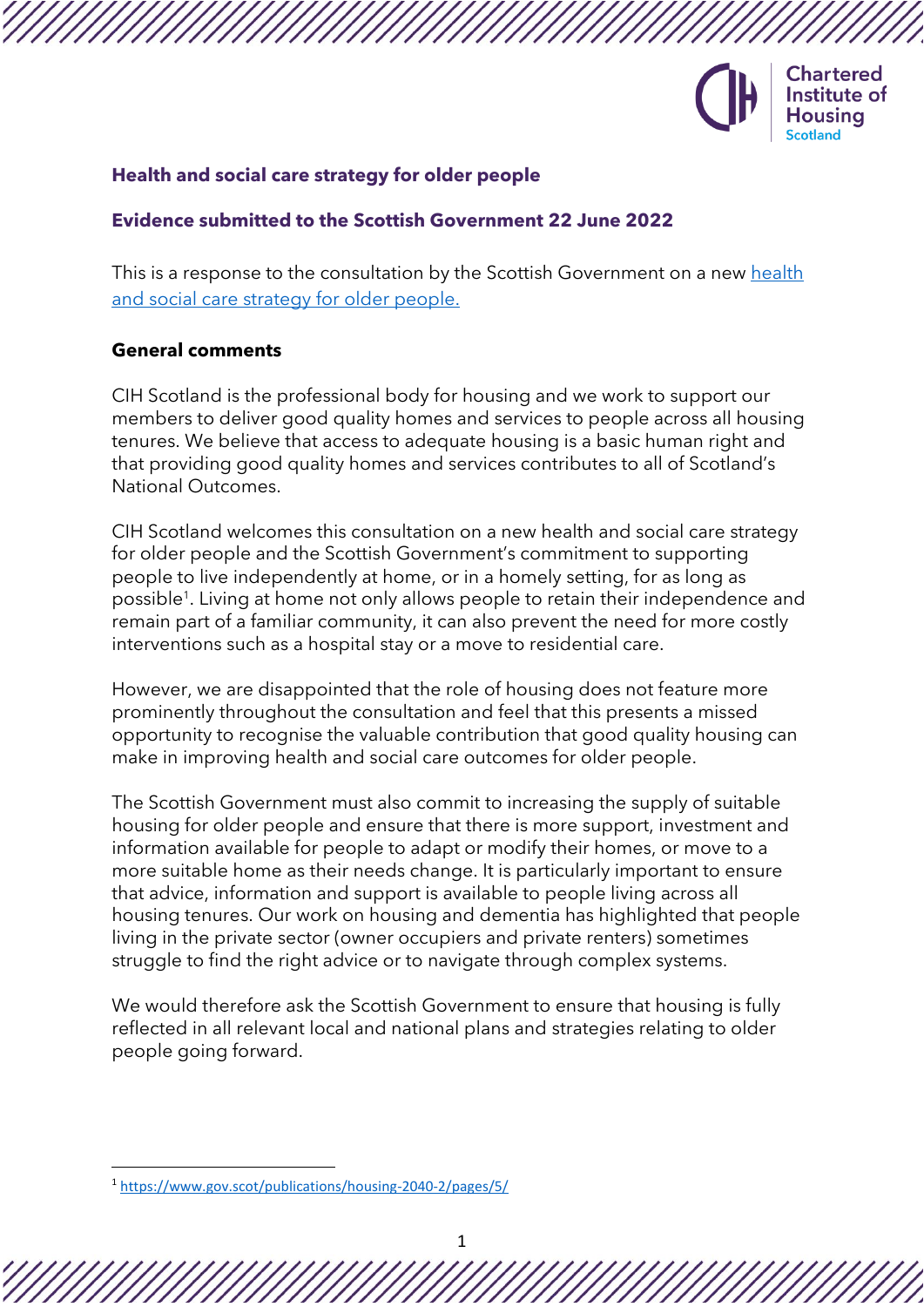**Health and social care strategy for older people**

**Evidence submitted to the Scottish Government 22 June 2022**

This is a response to the consultation by the Scottish Government on a new [health and social care strategy for older people.](#)

**General comments**

CIH Scotland is the professional body for housing and we work to support our members to deliver good quality homes and services to people across all housing tenures. We believe that access to adequate housing is a basic human right and that providing good quality homes and services contributes to all of Scotland's National Outcomes.

CIH Scotland welcomes this consultation on a new health and social care strategy for older people and the Scottish Government's commitment to supporting people to live independently at home, or in a homely setting, for as long as possible[1]. Living at home not only allows people to retain their independence and remain part of a familiar community, it can also prevent the need for more costly interventions such as a hospital stay or a move to residential care.

However, we are disappointed that the role of housing does not feature more prominently throughout the consultation and feel that this presents a missed opportunity to recognise the valuable contribution that good quality housing can make in improving health and social care outcomes for older people.

The Scottish Government must also commit to increasing the supply of suitable housing for older people and ensure that there is more support, investment and information available for people to adapt or modify their homes, or move to a more suitable home as their needs change. It is particularly important to ensure that advice, information and support is available to people living across all housing tenures. Our work on housing and dementia has highlighted that people living in the private sector (owner occupiers and private renters) sometimes struggle to find the right advice or to navigate through complex systems.

We would therefore ask the Scottish Government to ensure that housing is fully reflected in all relevant local and national plans and strategies relating to older people going forward.

[1] https://www.gov.scot/publications/housing-2040-2/pages/5/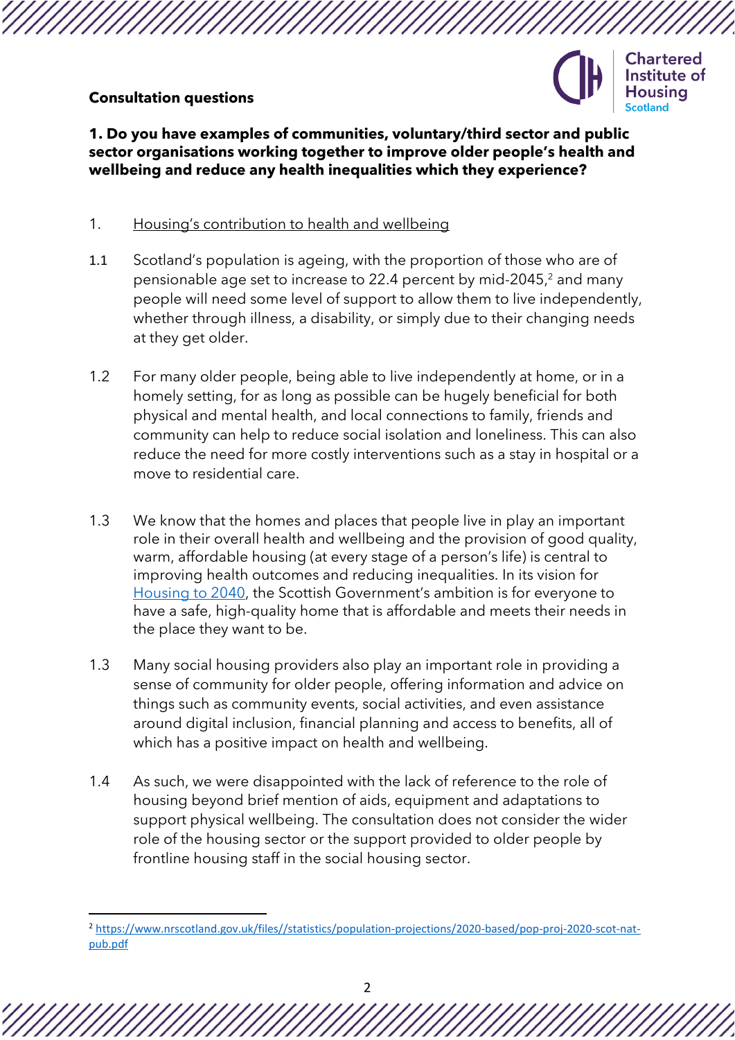**Consultation questions**

**1. Do you have examples of communities, voluntary/third sector and public sector organisations working together to improve older people's health and wellbeing and reduce any health inequalities which they experience?**

1. Housing's contribution to health and wellbeing

1.1 Scotland's population is ageing, with the proportion of those who are of pensionable age set to increase to 22.4 percent by mid-2045,[2] and many people will need some level of support to allow them to live independently, whether through illness, a disability, or simply due to their changing needs at they get older.

1.2 For many older people, being able to live independently at home, or in a homely setting, for as long as possible can be hugely beneficial for both physical and mental health, and local connections to family, friends and community can help to reduce social isolation and loneliness. This can also reduce the need for more costly interventions such as a stay in hospital or a move to residential care.

1.3 We know that the homes and places that people live in play an important role in their overall health and wellbeing and the provision of good quality, warm, affordable housing (at every stage of a person's life) is central to improving health outcomes and reducing inequalities. In its vision for Housing to 2040, the Scottish Government's ambition is for everyone to have a safe, high-quality home that is affordable and meets their needs in the place they want to be.

1.3 Many social housing providers also play an important role in providing a sense of community for older people, offering information and advice on things such as community events, social activities, and even assistance around digital inclusion, financial planning and access to benefits, all of which has a positive impact on health and wellbeing.

1.4 As such, we were disappointed with the lack of reference to the role of housing beyond brief mention of aids, equipment and adaptations to support physical wellbeing. The consultation does not consider the wider role of the housing sector or the support provided to older people by frontline housing staff in the social housing sector.

---

[2] https://www.nrscotland.gov.uk/files//statistics/population-projections/2020-based/pop-proj-2020-scot-nat-pub.pdf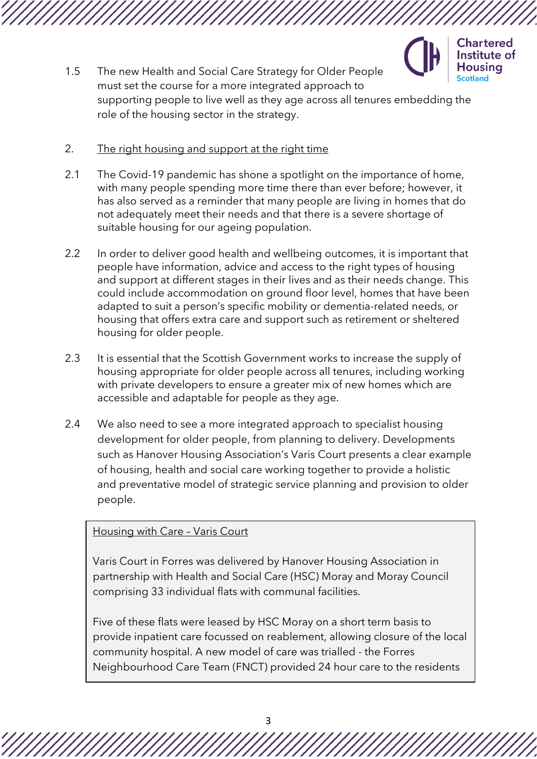1.5 The new Health and Social Care Strategy for Older People must set the course for a more integrated approach to supporting people to live well as they age across all tenures embedding the role of the housing sector in the strategy.

2. The right housing and support at the right time

2.1 The Covid-19 pandemic has shone a spotlight on the importance of home, with many people spending more time there than ever before; however, it has also served as a reminder that many people are living in homes that do not adequately meet their needs and that there is a severe shortage of suitable housing for our ageing population.

2.2 In order to deliver good health and wellbeing outcomes, it is important that people have information, advice and access to the right types of housing and support at different stages in their lives and as their needs change. This could include accommodation on ground floor level, homes that have been adapted to suit a person's specific mobility or dementia-related needs, or housing that offers extra care and support such as retirement or sheltered housing for older people.

2.3 It is essential that the Scottish Government works to increase the supply of housing appropriate for older people across all tenures, including working with private developers to ensure a greater mix of new homes which are accessible and adaptable for people as they age.

2.4 We also need to see a more integrated approach to specialist housing development for older people, from planning to delivery. Developments such as Hanover Housing Association's Varis Court presents a clear example of housing, health and social care working together to provide a holistic and preventative model of strategic service planning and provision to older people.

> Housing with Care – Varis Court
>
> Varis Court in Forres was delivered by Hanover Housing Association in partnership with Health and Social Care (HSC) Moray and Moray Council comprising 33 individual flats with communal facilities.
>
> Five of these flats were leased by HSC Moray on a short term basis to provide inpatient care focussed on reablement, allowing closure of the local community hospital. A new model of care was trialled - the Forres Neighbourhood Care Team (FNCT) provided 24 hour care to the residents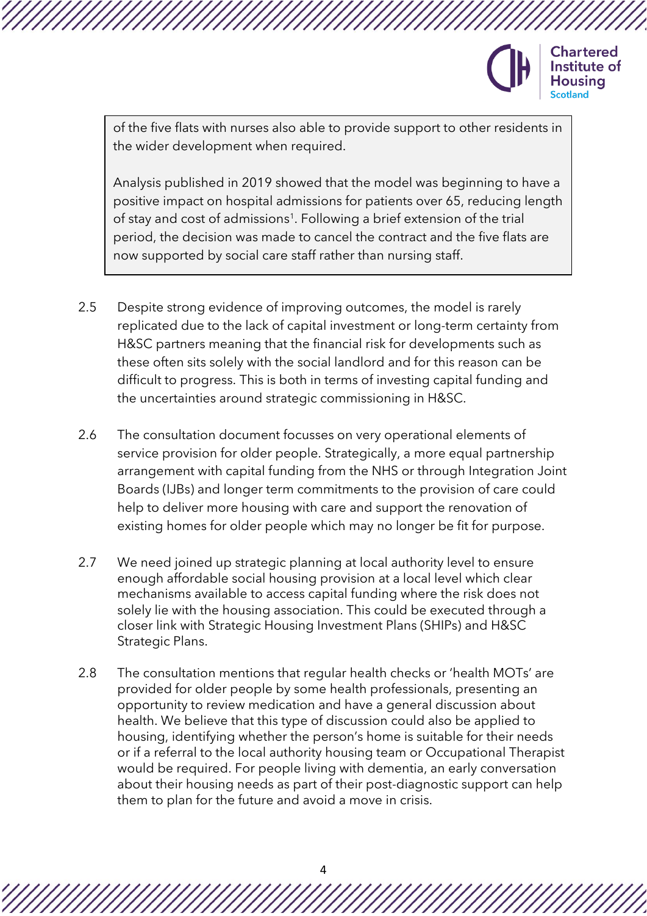> of the five flats with nurses also able to provide support to other residents in the wider development when required.
>
> Analysis published in 2019 showed that the model was beginning to have a positive impact on hospital admissions for patients over 65, reducing length of stay and cost of admissions[1]. Following a brief extension of the trial period, the decision was made to cancel the contract and the five flats are now supported by social care staff rather than nursing staff.

2.5 Despite strong evidence of improving outcomes, the model is rarely replicated due to the lack of capital investment or long-term certainty from H&SC partners meaning that the financial risk for developments such as these often sits solely with the social landlord and for this reason can be difficult to progress. This is both in terms of investing capital funding and the uncertainties around strategic commissioning in H&SC.

2.6 The consultation document focusses on very operational elements of service provision for older people. Strategically, a more equal partnership arrangement with capital funding from the NHS or through Integration Joint Boards (IJBs) and longer term commitments to the provision of care could help to deliver more housing with care and support the renovation of existing homes for older people which may no longer be fit for purpose.

2.7 We need joined up strategic planning at local authority level to ensure enough affordable social housing provision at a local level which clear mechanisms available to access capital funding where the risk does not solely lie with the housing association. This could be executed through a closer link with Strategic Housing Investment Plans (SHIPs) and H&SC Strategic Plans.

2.8 The consultation mentions that regular health checks or 'health MOTs' are provided for older people by some health professionals, presenting an opportunity to review medication and have a general discussion about health. We believe that this type of discussion could also be applied to housing, identifying whether the person's home is suitable for their needs or if a referral to the local authority housing team or Occupational Therapist would be required. For people living with dementia, an early conversation about their housing needs as part of their post-diagnostic support can help them to plan for the future and avoid a move in crisis.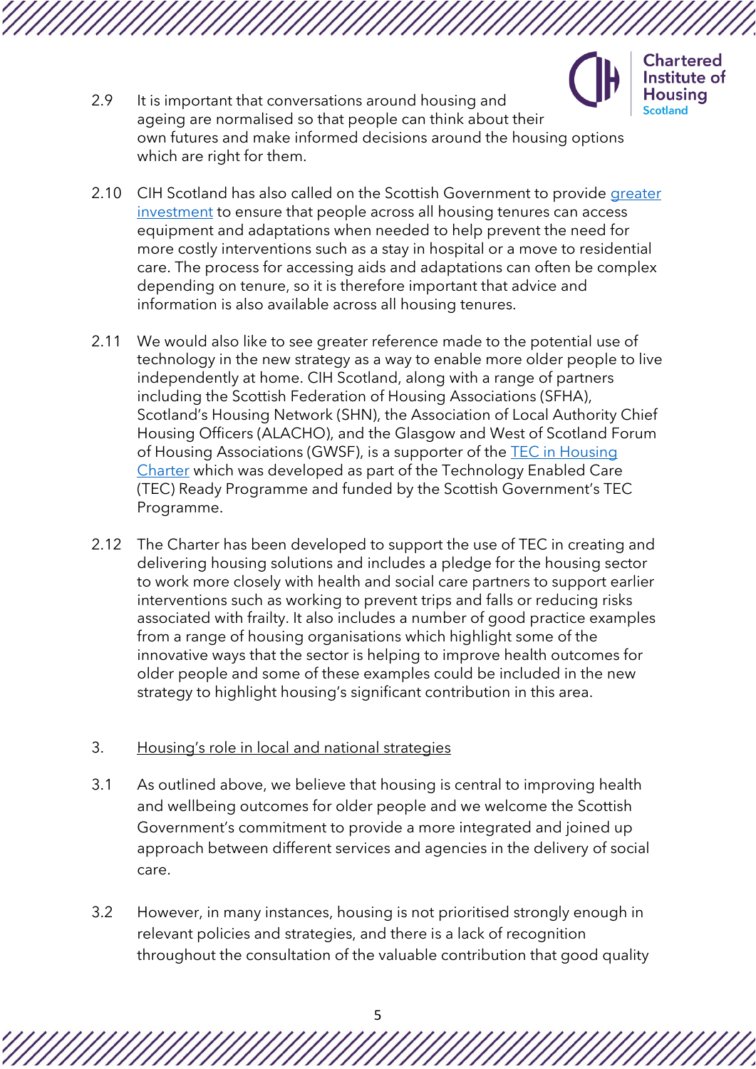2.9 It is important that conversations around housing and ageing are normalised so that people can think about their own futures and make informed decisions around the housing options which are right for them.

2.10 CIH Scotland has also called on the Scottish Government to provide greater investment to ensure that people across all housing tenures can access equipment and adaptations when needed to help prevent the need for more costly interventions such as a stay in hospital or a move to residential care. The process for accessing aids and adaptations can often be complex depending on tenure, so it is therefore important that advice and information is also available across all housing tenures.

2.11 We would also like to see greater reference made to the potential use of technology in the new strategy as a way to enable more older people to live independently at home. CIH Scotland, along with a range of partners including the Scottish Federation of Housing Associations (SFHA), Scotland's Housing Network (SHN), the Association of Local Authority Chief Housing Officers (ALACHO), and the Glasgow and West of Scotland Forum of Housing Associations (GWSF), is a supporter of the TEC in Housing Charter which was developed as part of the Technology Enabled Care (TEC) Ready Programme and funded by the Scottish Government's TEC Programme.

2.12 The Charter has been developed to support the use of TEC in creating and delivering housing solutions and includes a pledge for the housing sector to work more closely with health and social care partners to support earlier interventions such as working to prevent trips and falls or reducing risks associated with frailty. It also includes a number of good practice examples from a range of housing organisations which highlight some of the innovative ways that the sector is helping to improve health outcomes for older people and some of these examples could be included in the new strategy to highlight housing's significant contribution in this area.

## 3. Housing's role in local and national strategies

3.1 As outlined above, we believe that housing is central to improving health and wellbeing outcomes for older people and we welcome the Scottish Government's commitment to provide a more integrated and joined up approach between different services and agencies in the delivery of social care.

3.2 However, in many instances, housing is not prioritised strongly enough in relevant policies and strategies, and there is a lack of recognition throughout the consultation of the valuable contribution that good quality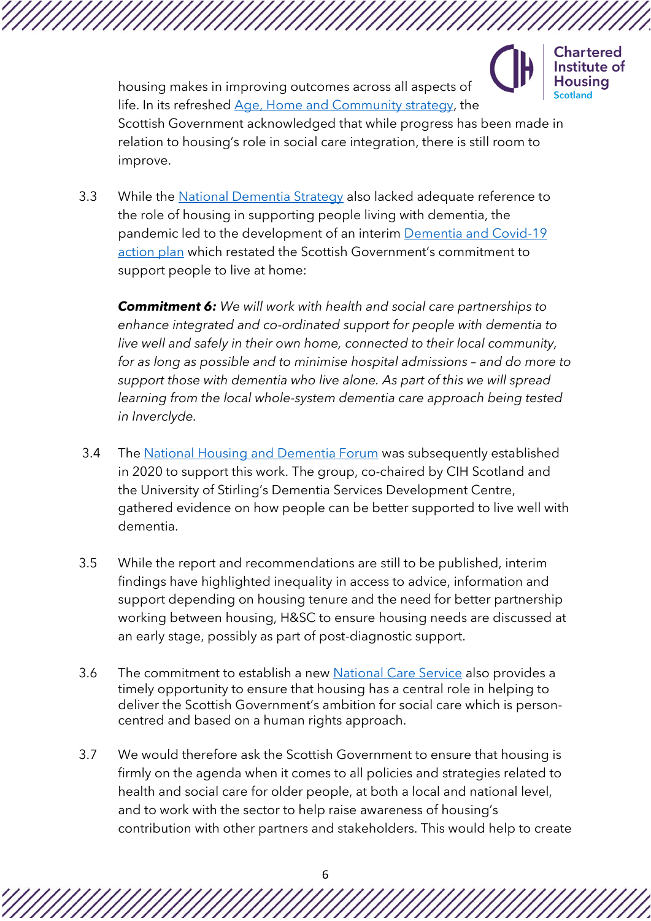housing makes in improving outcomes across all aspects of life. In its refreshed [Age, Home and Community strategy](), the Scottish Government acknowledged that while progress has been made in relation to housing's role in social care integration, there is still room to improve.

3.3 While the [National Dementia Strategy]() also lacked adequate reference to the role of housing in supporting people living with dementia, the pandemic led to the development of an interim [Dementia and Covid-19 action plan]() which restated the Scottish Government's commitment to support people to live at home:

> ***Commitment 6:*** *We will work with health and social care partnerships to enhance integrated and co-ordinated support for people with dementia to live well and safely in their own home, connected to their local community, for as long as possible and to minimise hospital admissions – and do more to support those with dementia who live alone. As part of this we will spread learning from the local whole-system dementia care approach being tested in Inverclyde.*

3.4 The [National Housing and Dementia Forum]() was subsequently established in 2020 to support this work. The group, co-chaired by CIH Scotland and the University of Stirling's Dementia Services Development Centre, gathered evidence on how people can be better supported to live well with dementia.

3.5 While the report and recommendations are still to be published, interim findings have highlighted inequality in access to advice, information and support depending on housing tenure and the need for better partnership working between housing, H&SC to ensure housing needs are discussed at an early stage, possibly as part of post-diagnostic support.

3.6 The commitment to establish a new [National Care Service]() also provides a timely opportunity to ensure that housing has a central role in helping to deliver the Scottish Government's ambition for social care which is person-centred and based on a human rights approach.

3.7 We would therefore ask the Scottish Government to ensure that housing is firmly on the agenda when it comes to all policies and strategies related to health and social care for older people, at both a local and national level, and to work with the sector to help raise awareness of housing's contribution with other partners and stakeholders. This would help to create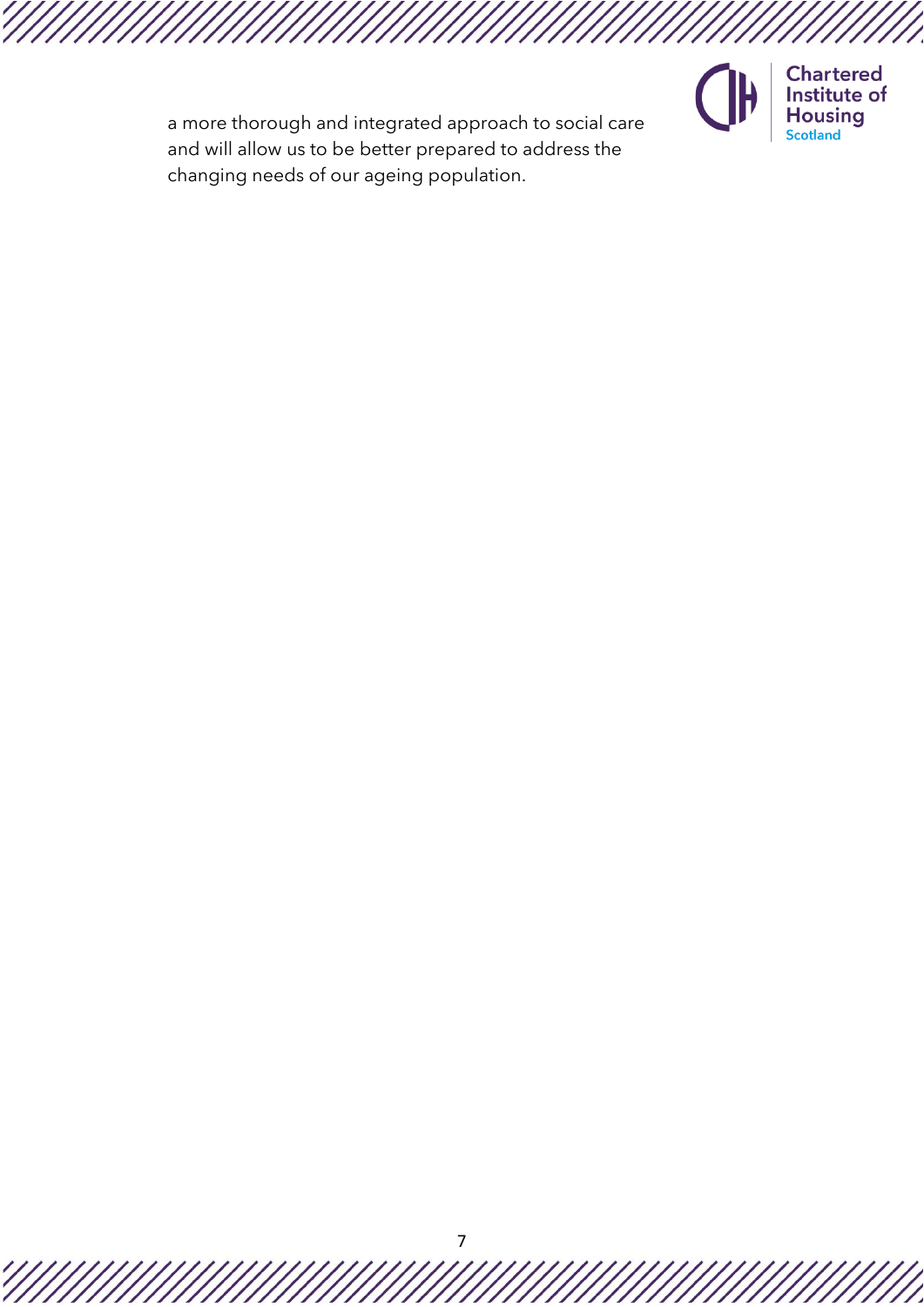a more thorough and integrated approach to social care and will allow us to be better prepared to address the changing needs of our ageing population.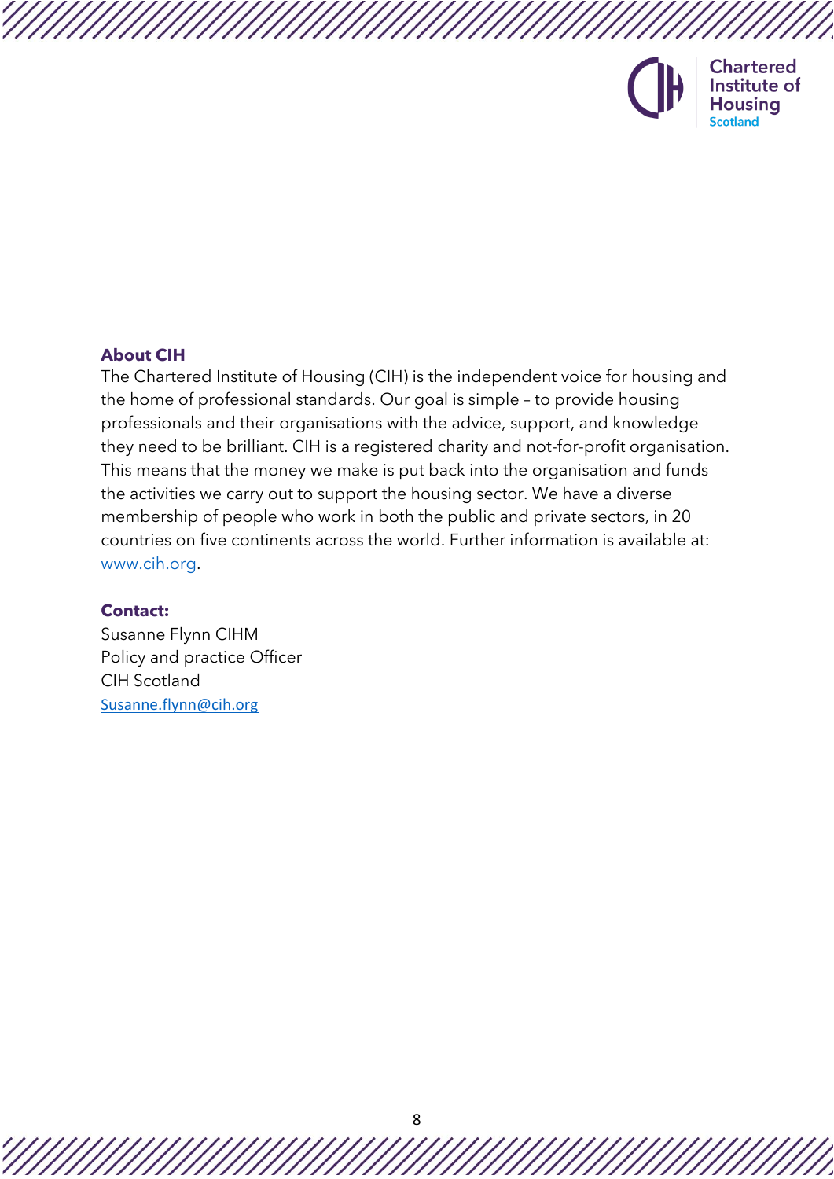## About CIH

The Chartered Institute of Housing (CIH) is the independent voice for housing and the home of professional standards. Our goal is simple – to provide housing professionals and their organisations with the advice, support, and knowledge they need to be brilliant. CIH is a registered charity and not-for-profit organisation. This means that the money we make is put back into the organisation and funds the activities we carry out to support the housing sector. We have a diverse membership of people who work in both the public and private sectors, in 20 countries on five continents across the world. Further information is available at: www.cih.org.

**Contact:**

Susanne Flynn CIHM
Policy and practice Officer
CIH Scotland
Susanne.flynn@cih.org